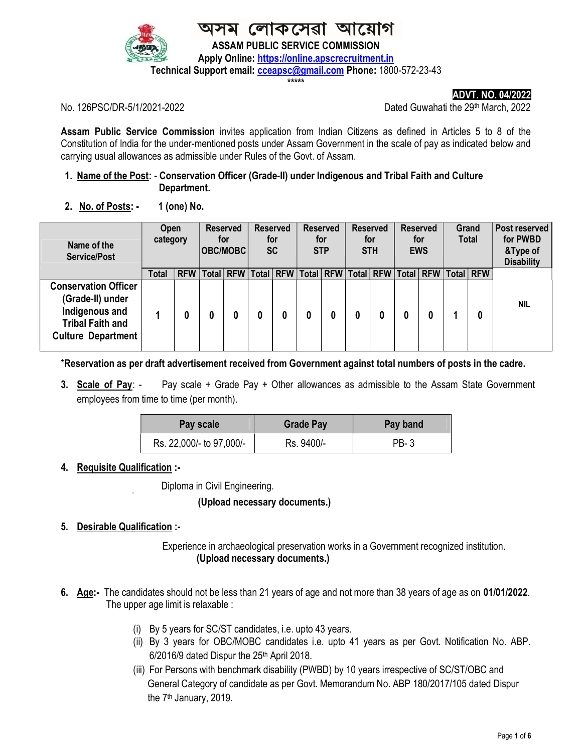# অসম লোকসেৱা আয়োগ

## ASSAM PUBLIC SERVICE COMMISSION

**Apply Online: https://online.apscrecruitment.in**

**Technical Support email: cceapsc@gmail.com Phone:** 1800-572-23-43

\*\*\*\*\*

**ADVT. NO. 04/2022**

No. 126PSC/DR-5/1/2021-2022 Dated Guwahati the 29th March, 2022

**Assam Public Service Commission** invites application from Indian Citizens as defined in Articles 5 to 8 of the Constitution of India for the under-mentioned posts under Assam Government in the scale of pay as indicated below and carrying usual allowances as admissible under Rules of the Govt. of Assam.

1. **Name of the Post: - Conservation Officer (Grade-II) under Indigenous and Tribal Faith and Culture Department.**

2. **No. of Posts: - 1 (one) No.**

| Name of the Service/Post | Open category | | Reserved for OBC/MOBC | | Reserved for SC | | Reserved for STP | | Reserved for STH | | Reserved for EWS | | Grand Total | | Post reserved for PWBD &Type of Disability |
|---|---|---|---|---|---|---|---|---|---|---|---|---|---|---|---|
| | Total | RFW | Total | RFW | Total | RFW | Total | RFW | Total | RFW | Total | RFW | Total | RFW | |
| Conservation Officer (Grade-II) under Indigenous and Tribal Faith and Culture Department | 1 | 0 | 0 | 0 | 0 | 0 | 0 | 0 | 0 | 0 | 0 | 0 | 1 | 0 | NIL |

**\*Reservation as per draft advertisement received from Government against total numbers of posts in the cadre.**

3. **Scale of Pay**: - Pay scale + Grade Pay + Other allowances as admissible to the Assam State Government employees from time to time (per month).

| Pay scale | Grade Pay | Pay band |
|---|---|---|
| Rs. 22,000/- to 97,000/- | Rs. 9400/- | PB- 3 |

4. **Requisite Qualification :-**

   Diploma in Civil Engineering.

   **(Upload necessary documents.)**

5. **Desirable Qualification :-**

   Experience in archaeological preservation works in a Government recognized institution.

   **(Upload necessary documents.)**

6. **Age:-** The candidates should not be less than 21 years of age and not more than 38 years of age as on **01/01/2022**. The upper age limit is relaxable :

   (i) By 5 years for SC/ST candidates, i.e. upto 43 years.

   (ii) By 3 years for OBC/MOBC candidates i.e. upto 41 years as per Govt. Notification No. ABP. 6/2016/9 dated Dispur the 25th April 2018.

   (iii) For Persons with benchmark disability (PWBD) by 10 years irrespective of SC/ST/OBC and General Category of candidate as per Govt. Memorandum No. ABP 180/2017/105 dated Dispur the 7th January, 2019.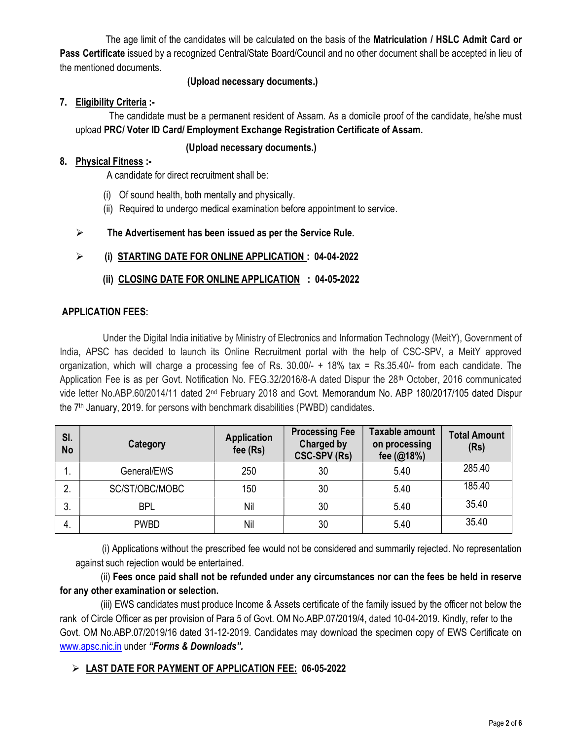The age limit of the candidates will be calculated on the basis of the **Matriculation / HSLC Admit Card or Pass Certificate** issued by a recognized Central/State Board/Council and no other document shall be accepted in lieu of the mentioned documents.

**(Upload necessary documents.)**

7. **Eligibility Criteria :-**

   The candidate must be a permanent resident of Assam. As a domicile proof of the candidate, he/she must upload **PRC/ Voter ID Card/ Employment Exchange Registration Certificate of Assam.**

**(Upload necessary documents.)**

8. **Physical Fitness :-**

   A candidate for direct recruitment shall be:

   (i) Of sound health, both mentally and physically.
   (ii) Required to undergo medical examination before appointment to service.

- **The Advertisement has been issued as per the Service Rule.**

- **(i) STARTING DATE FOR ONLINE APPLICATION : 04-04-2022**

  **(ii) CLOSING DATE FOR ONLINE APPLICATION : 04-05-2022**

## APPLICATION FEES:

Under the Digital India initiative by Ministry of Electronics and Information Technology (MeitY), Government of India, APSC has decided to launch its Online Recruitment portal with the help of CSC-SPV, a MeitY approved organization, which will charge a processing fee of Rs. 30.00/- + 18% tax = Rs.35.40/- from each candidate. The Application Fee is as per Govt. Notification No. FEG.32/2016/8-A dated Dispur the 28th October, 2016 communicated vide letter No.ABP.60/2014/11 dated 2nd February 2018 and Govt. Memorandum No. ABP 180/2017/105 dated Dispur the 7th January, 2019. for persons with benchmark disabilities (PWBD) candidates.

| Sl. No | Category | Application fee (Rs) | Processing Fee Charged by CSC-SPV (Rs) | Taxable amount on processing fee (@18%) | Total Amount (Rs) |
|---|---|---|---|---|---|
| 1. | General/EWS | 250 | 30 | 5.40 | 285.40 |
| 2. | SC/ST/OBC/MOBC | 150 | 30 | 5.40 | 185.40 |
| 3. | BPL | Nil | 30 | 5.40 | 35.40 |
| 4. | PWBD | Nil | 30 | 5.40 | 35.40 |

(i) Applications without the prescribed fee would not be considered and summarily rejected. No representation against such rejection would be entertained.

(ii) **Fees once paid shall not be refunded under any circumstances nor can the fees be held in reserve for any other examination or selection.**

(iii) EWS candidates must produce Income & Assets certificate of the family issued by the officer not below the rank of Circle Officer as per provision of Para 5 of Govt. OM No.ABP.07/2019/4, dated 10-04-2019. Kindly, refer to the Govt. OM No.ABP.07/2019/16 dated 31-12-2019. Candidates may download the specimen copy of EWS Certificate on www.apsc.nic.in under ***"Forms & Downloads".***

- **LAST DATE FOR PAYMENT OF APPLICATION FEE: 06-05-2022**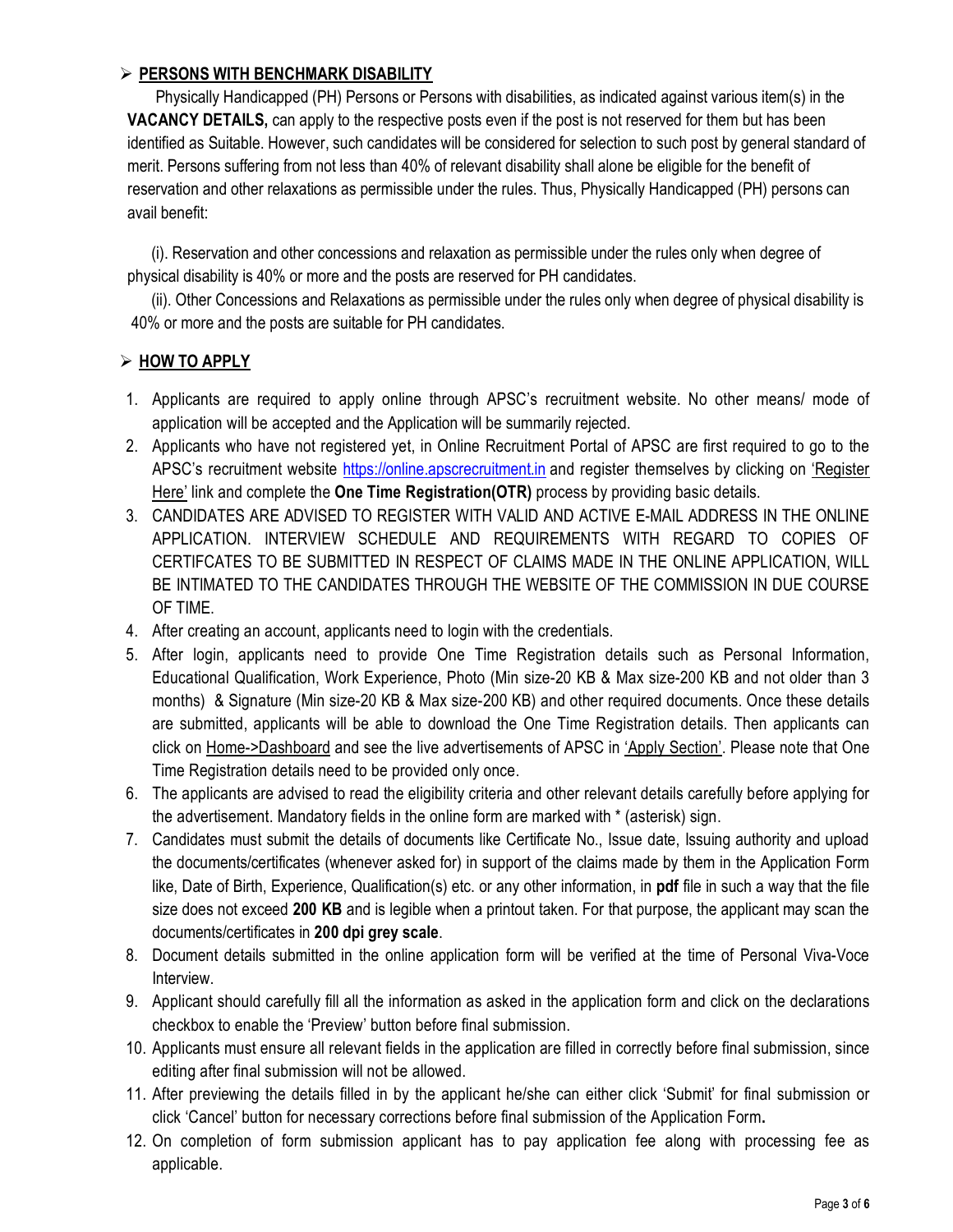## ➢ PERSONS WITH BENCHMARK DISABILITY

Physically Handicapped (PH) Persons or Persons with disabilities, as indicated against various item(s) in the **VACANCY DETAILS,** can apply to the respective posts even if the post is not reserved for them but has been identified as Suitable. However, such candidates will be considered for selection to such post by general standard of merit. Persons suffering from not less than 40% of relevant disability shall alone be eligible for the benefit of reservation and other relaxations as permissible under the rules. Thus, Physically Handicapped (PH) persons can avail benefit:

(i). Reservation and other concessions and relaxation as permissible under the rules only when degree of physical disability is 40% or more and the posts are reserved for PH candidates.

(ii). Other Concessions and Relaxations as permissible under the rules only when degree of physical disability is 40% or more and the posts are suitable for PH candidates.

## ➢ HOW TO APPLY

1. Applicants are required to apply online through APSC's recruitment website. No other means/ mode of application will be accepted and the Application will be summarily rejected.
2. Applicants who have not registered yet, in Online Recruitment Portal of APSC are first required to go to the APSC's recruitment website https://online.apscrecruitment.in and register themselves by clicking on 'Register Here' link and complete the **One Time Registration(OTR)** process by providing basic details.
3. CANDIDATES ARE ADVISED TO REGISTER WITH VALID AND ACTIVE E-MAIL ADDRESS IN THE ONLINE APPLICATION. INTERVIEW SCHEDULE AND REQUIREMENTS WITH REGARD TO COPIES OF CERTIFCATES TO BE SUBMITTED IN RESPECT OF CLAIMS MADE IN THE ONLINE APPLICATION, WILL BE INTIMATED TO THE CANDIDATES THROUGH THE WEBSITE OF THE COMMISSION IN DUE COURSE OF TIME.
4. After creating an account, applicants need to login with the credentials.
5. After login, applicants need to provide One Time Registration details such as Personal Information, Educational Qualification, Work Experience, Photo (Min size-20 KB & Max size-200 KB and not older than 3 months) & Signature (Min size-20 KB & Max size-200 KB) and other required documents. Once these details are submitted, applicants will be able to download the One Time Registration details. Then applicants can click on Home->Dashboard and see the live advertisements of APSC in 'Apply Section'. Please note that One Time Registration details need to be provided only once.
6. The applicants are advised to read the eligibility criteria and other relevant details carefully before applying for the advertisement. Mandatory fields in the online form are marked with * (asterisk) sign.
7. Candidates must submit the details of documents like Certificate No., Issue date, Issuing authority and upload the documents/certificates (whenever asked for) in support of the claims made by them in the Application Form like, Date of Birth, Experience, Qualification(s) etc. or any other information, in **pdf** file in such a way that the file size does not exceed **200 KB** and is legible when a printout taken. For that purpose, the applicant may scan the documents/certificates in **200 dpi grey scale**.
8. Document details submitted in the online application form will be verified at the time of Personal Viva-Voce Interview.
9. Applicant should carefully fill all the information as asked in the application form and click on the declarations checkbox to enable the 'Preview' button before final submission.
10. Applicants must ensure all relevant fields in the application are filled in correctly before final submission, since editing after final submission will not be allowed.
11. After previewing the details filled in by the applicant he/she can either click 'Submit' for final submission or click 'Cancel' button for necessary corrections before final submission of the Application Form**.**
12. On completion of form submission applicant has to pay application fee along with processing fee as applicable.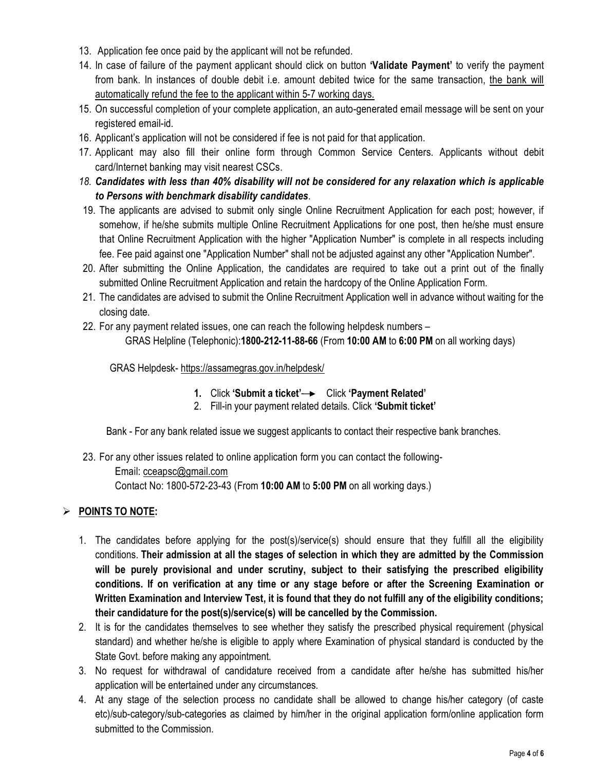13. Application fee once paid by the applicant will not be refunded.
14. In case of failure of the payment applicant should click on button **'Validate Payment'** to verify the payment from bank. In instances of double debit i.e. amount debited twice for the same transaction, the bank will automatically refund the fee to the applicant within 5-7 working days.
15. On successful completion of your complete application, an auto-generated email message will be sent on your registered email-id.
16. Applicant's application will not be considered if fee is not paid for that application.
17. Applicant may also fill their online form through Common Service Centers. Applicants without debit card/Internet banking may visit nearest CSCs.
18. ***Candidates with less than 40% disability will not be considered for any relaxation which is applicable to Persons with benchmark disability candidates***.
19. The applicants are advised to submit only single Online Recruitment Application for each post; however, if somehow, if he/she submits multiple Online Recruitment Applications for one post, then he/she must ensure that Online Recruitment Application with the higher "Application Number" is complete in all respects including fee. Fee paid against one "Application Number" shall not be adjusted against any other "Application Number".
20. After submitting the Online Application, the candidates are required to take out a print out of the finally submitted Online Recruitment Application and retain the hardcopy of the Online Application Form.
21. The candidates are advised to submit the Online Recruitment Application well in advance without waiting for the closing date.
22. For any payment related issues, one can reach the following helpdesk numbers –

    GRAS Helpline (Telephonic):**1800-212-11-88-66** (From **10:00 AM** to **6:00 PM** on all working days)

    GRAS Helpdesk- https://assamegras.gov.in/helpdesk/

    1. Click **'Submit a ticket'** → Click **'Payment Related'**
    2. Fill-in your payment related details. Click **'Submit ticket'**

    Bank - For any bank related issue we suggest applicants to contact their respective bank branches.

23. For any other issues related to online application form you can contact the following-

    Email: cceapsc@gmail.com

    Contact No: 1800-572-23-43 (From **10:00 AM** to **5:00 PM** on all working days.)

## POINTS TO NOTE:

1. The candidates before applying for the post(s)/service(s) should ensure that they fulfill all the eligibility conditions. **Their admission at all the stages of selection in which they are admitted by the Commission will be purely provisional and under scrutiny, subject to their satisfying the prescribed eligibility conditions. If on verification at any time or any stage before or after the Screening Examination or Written Examination and Interview Test, it is found that they do not fulfill any of the eligibility conditions; their candidature for the post(s)/service(s) will be cancelled by the Commission.**
2. It is for the candidates themselves to see whether they satisfy the prescribed physical requirement (physical standard) and whether he/she is eligible to apply where Examination of physical standard is conducted by the State Govt. before making any appointment.
3. No request for withdrawal of candidature received from a candidate after he/she has submitted his/her application will be entertained under any circumstances.
4. At any stage of the selection process no candidate shall be allowed to change his/her category (of caste etc)/sub-category/sub-categories as claimed by him/her in the original application form/online application form submitted to the Commission.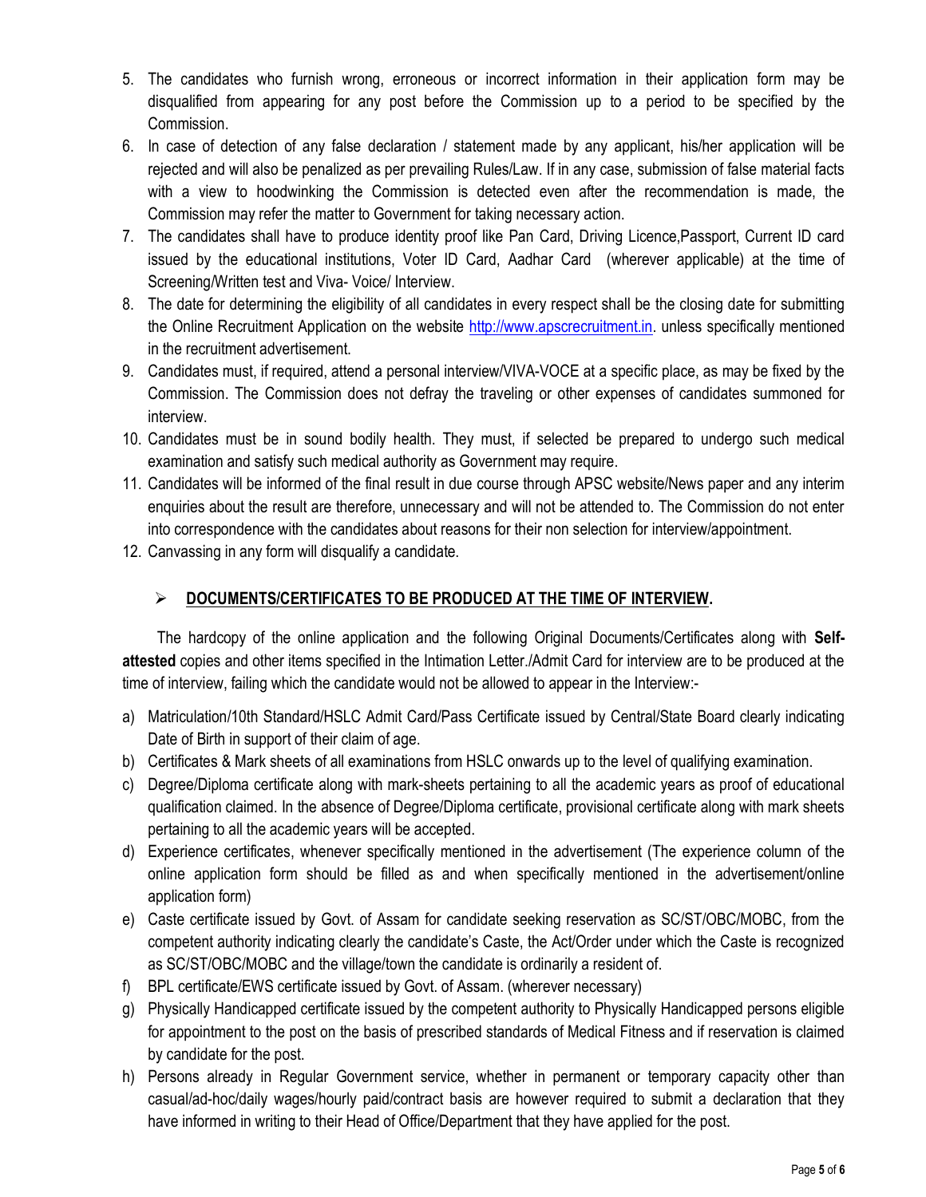5. The candidates who furnish wrong, erroneous or incorrect information in their application form may be disqualified from appearing for any post before the Commission up to a period to be specified by the Commission.
6. In case of detection of any false declaration / statement made by any applicant, his/her application will be rejected and will also be penalized as per prevailing Rules/Law. If in any case, submission of false material facts with a view to hoodwinking the Commission is detected even after the recommendation is made, the Commission may refer the matter to Government for taking necessary action.
7. The candidates shall have to produce identity proof like Pan Card, Driving Licence,Passport, Current ID card issued by the educational institutions, Voter ID Card, Aadhar Card (wherever applicable) at the time of Screening/Written test and Viva- Voice/ Interview.
8. The date for determining the eligibility of all candidates in every respect shall be the closing date for submitting the Online Recruitment Application on the website http://www.apscrecruitment.in. unless specifically mentioned in the recruitment advertisement.
9. Candidates must, if required, attend a personal interview/VIVA-VOCE at a specific place, as may be fixed by the Commission. The Commission does not defray the traveling or other expenses of candidates summoned for interview.
10. Candidates must be in sound bodily health. They must, if selected be prepared to undergo such medical examination and satisfy such medical authority as Government may require.
11. Candidates will be informed of the final result in due course through APSC website/News paper and any interim enquiries about the result are therefore, unnecessary and will not be attended to. The Commission do not enter into correspondence with the candidates about reasons for their non selection for interview/appointment.
12. Canvassing in any form will disqualify a candidate.

## ➢ DOCUMENTS/CERTIFICATES TO BE PRODUCED AT THE TIME OF INTERVIEW.

The hardcopy of the online application and the following Original Documents/Certificates along with **Self-attested** copies and other items specified in the Intimation Letter./Admit Card for interview are to be produced at the time of interview, failing which the candidate would not be allowed to appear in the Interview:-

a) Matriculation/10th Standard/HSLC Admit Card/Pass Certificate issued by Central/State Board clearly indicating Date of Birth in support of their claim of age.
b) Certificates & Mark sheets of all examinations from HSLC onwards up to the level of qualifying examination.
c) Degree/Diploma certificate along with mark-sheets pertaining to all the academic years as proof of educational qualification claimed. In the absence of Degree/Diploma certificate, provisional certificate along with mark sheets pertaining to all the academic years will be accepted.
d) Experience certificates, whenever specifically mentioned in the advertisement (The experience column of the online application form should be filled as and when specifically mentioned in the advertisement/online application form)
e) Caste certificate issued by Govt. of Assam for candidate seeking reservation as SC/ST/OBC/MOBC, from the competent authority indicating clearly the candidate's Caste, the Act/Order under which the Caste is recognized as SC/ST/OBC/MOBC and the village/town the candidate is ordinarily a resident of.
f) BPL certificate/EWS certificate issued by Govt. of Assam. (wherever necessary)
g) Physically Handicapped certificate issued by the competent authority to Physically Handicapped persons eligible for appointment to the post on the basis of prescribed standards of Medical Fitness and if reservation is claimed by candidate for the post.
h) Persons already in Regular Government service, whether in permanent or temporary capacity other than casual/ad-hoc/daily wages/hourly paid/contract basis are however required to submit a declaration that they have informed in writing to their Head of Office/Department that they have applied for the post.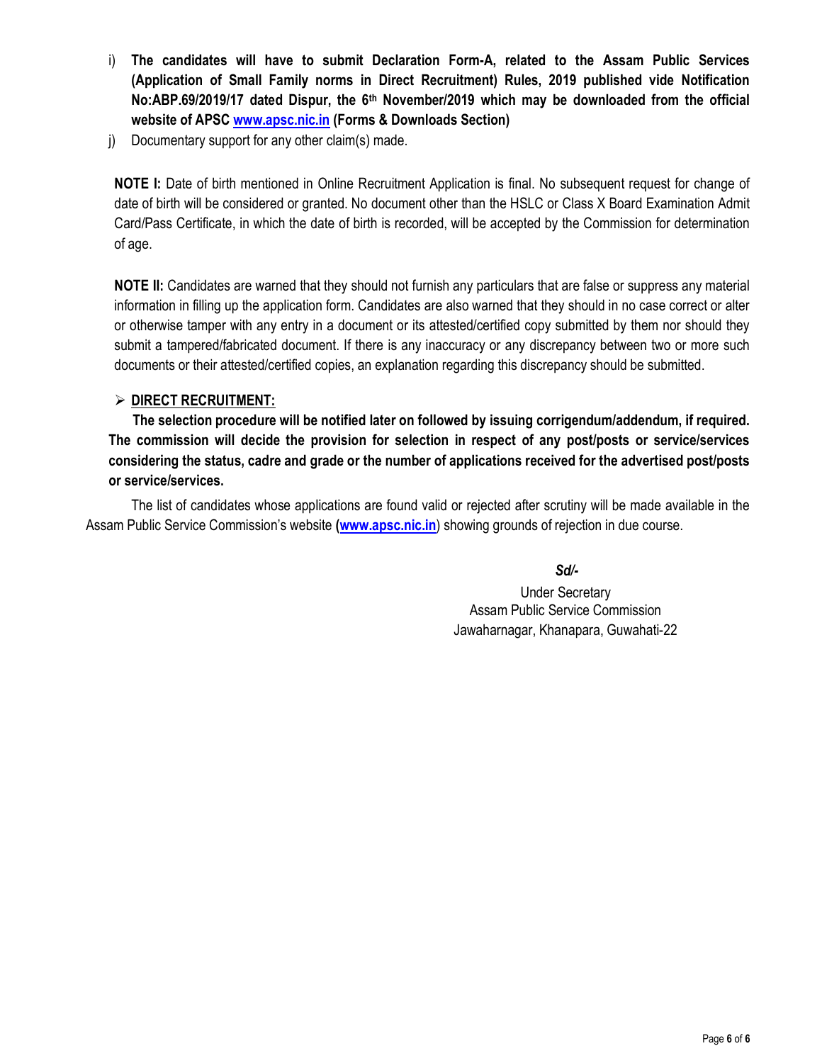i) **The candidates will have to submit Declaration Form-A, related to the Assam Public Services (Application of Small Family norms in Direct Recruitment) Rules, 2019 published vide Notification No:ABP.69/2019/17 dated Dispur, the 6th November/2019 which may be downloaded from the official website of APSC www.apsc.nic.in (Forms & Downloads Section)**

j) Documentary support for any other claim(s) made.

**NOTE I:** Date of birth mentioned in Online Recruitment Application is final. No subsequent request for change of date of birth will be considered or granted. No document other than the HSLC or Class X Board Examination Admit Card/Pass Certificate, in which the date of birth is recorded, will be accepted by the Commission for determination of age.

**NOTE II:** Candidates are warned that they should not furnish any particulars that are false or suppress any material information in filling up the application form. Candidates are also warned that they should in no case correct or alter or otherwise tamper with any entry in a document or its attested/certified copy submitted by them nor should they submit a tampered/fabricated document. If there is any inaccuracy or any discrepancy between two or more such documents or their attested/certified copies, an explanation regarding this discrepancy should be submitted.

- **DIRECT RECRUITMENT:**

**The selection procedure will be notified later on followed by issuing corrigendum/addendum, if required. The commission will decide the provision for selection in respect of any post/posts or service/services considering the status, cadre and grade or the number of applications received for the advertised post/posts or service/services.**

The list of candidates whose applications are found valid or rejected after scrutiny will be made available in the Assam Public Service Commission's website (**www.apsc.nic.in**) showing grounds of rejection in due course.

***Sd/-***

Under Secretary
Assam Public Service Commission
Jawaharnagar, Khanapara, Guwahati-22